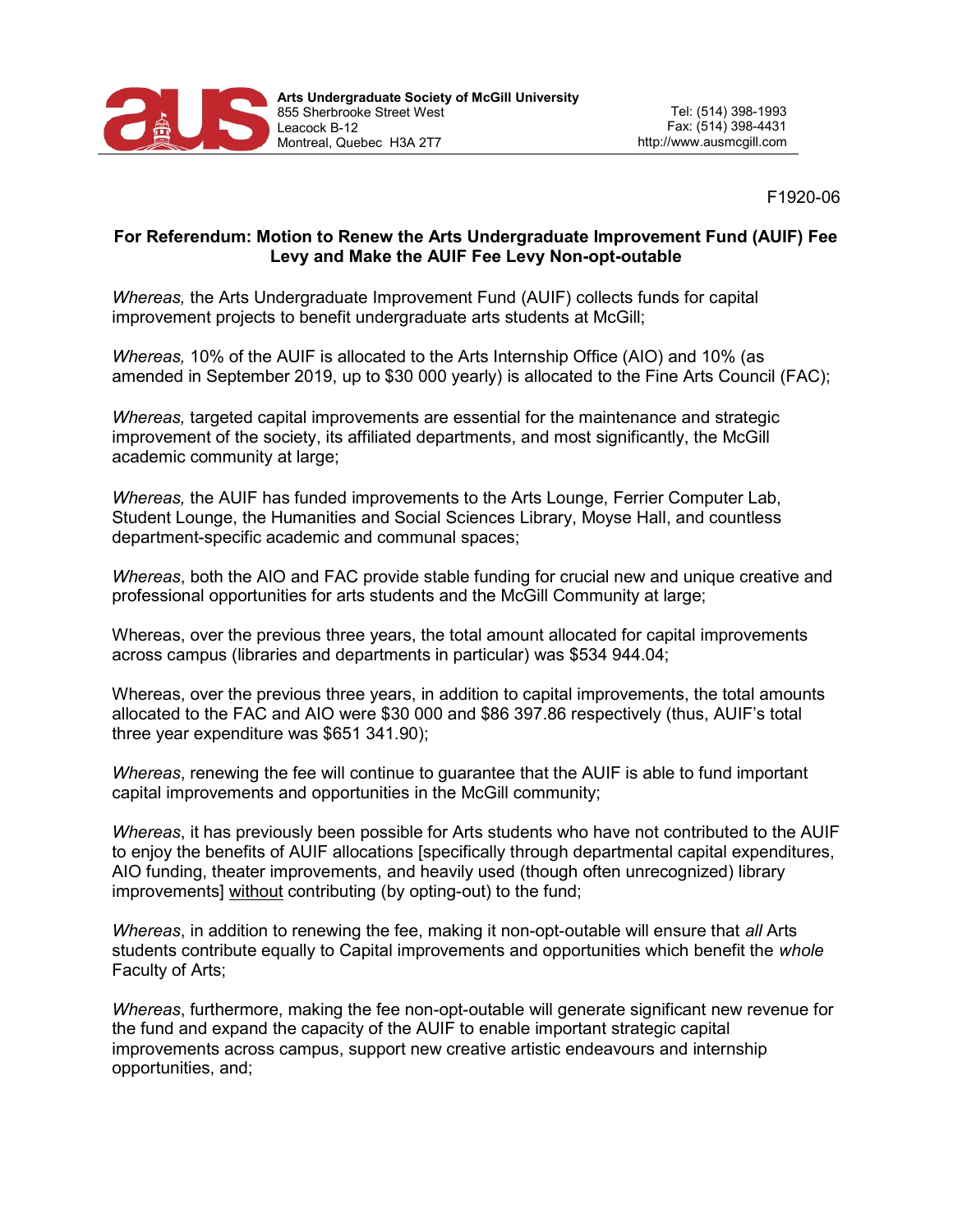**Arts Undergraduate Society of McGill University**
855 Sherbrooke Street West
Leacock B-12
Montreal, Quebec H3A 2T7

Tel: (514) 398-1993
Fax: (514) 398-4431
http://www.ausmcgill.com

F1920-06

## For Referendum: Motion to Renew the Arts Undergraduate Improvement Fund (AUIF) Fee Levy and Make the AUIF Fee Levy Non-opt-outable

*Whereas,* the Arts Undergraduate Improvement Fund (AUIF) collects funds for capital improvement projects to benefit undergraduate arts students at McGill;

*Whereas,* 10% of the AUIF is allocated to the Arts Internship Office (AIO) and 10% (as amended in September 2019, up to $30 000 yearly) is allocated to the Fine Arts Council (FAC);

*Whereas,* targeted capital improvements are essential for the maintenance and strategic improvement of the society, its affiliated departments, and most significantly, the McGill academic community at large;

*Whereas,* the AUIF has funded improvements to the Arts Lounge, Ferrier Computer Lab, Student Lounge, the Humanities and Social Sciences Library, Moyse Hall, and countless department-specific academic and communal spaces;

*Whereas*, both the AIO and FAC provide stable funding for crucial new and unique creative and professional opportunities for arts students and the McGill Community at large;

Whereas, over the previous three years, the total amount allocated for capital improvements across campus (libraries and departments in particular) was $534 944.04;

Whereas, over the previous three years, in addition to capital improvements, the total amounts allocated to the FAC and AIO were $30 000 and $86 397.86 respectively (thus, AUIF's total three year expenditure was $651 341.90);

*Whereas*, renewing the fee will continue to guarantee that the AUIF is able to fund important capital improvements and opportunities in the McGill community;

*Whereas*, it has previously been possible for Arts students who have not contributed to the AUIF to enjoy the benefits of AUIF allocations [specifically through departmental capital expenditures, AIO funding, theater improvements, and heavily used (though often unrecognized) library improvements] <u>without</u> contributing (by opting-out) to the fund;

*Whereas*, in addition to renewing the fee, making it non-opt-outable will ensure that *all* Arts students contribute equally to Capital improvements and opportunities which benefit the *whole* Faculty of Arts;

*Whereas*, furthermore, making the fee non-opt-outable will generate significant new revenue for the fund and expand the capacity of the AUIF to enable important strategic capital improvements across campus, support new creative artistic endeavours and internship opportunities, and;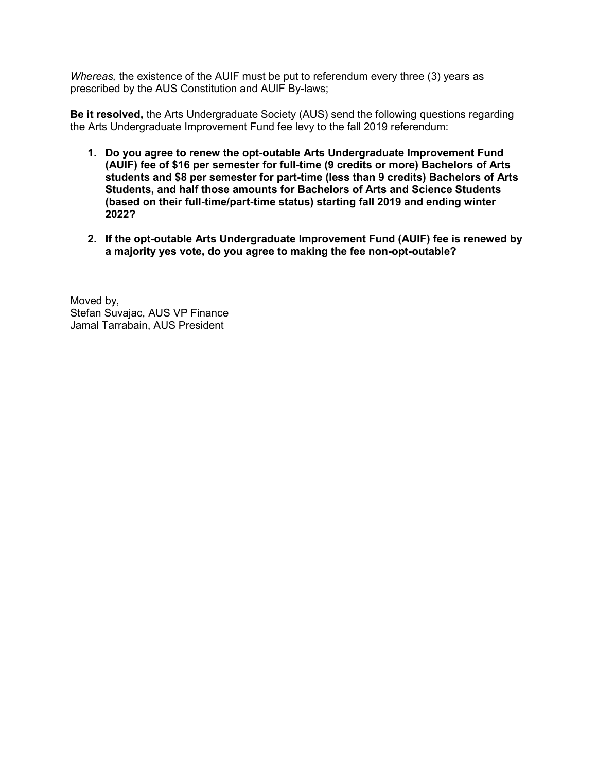*Whereas,* the existence of the AUIF must be put to referendum every three (3) years as prescribed by the AUS Constitution and AUIF By-laws;

**Be it resolved,** the Arts Undergraduate Society (AUS) send the following questions regarding the Arts Undergraduate Improvement Fund fee levy to the fall 2019 referendum:

1. **Do you agree to renew the opt-outable Arts Undergraduate Improvement Fund (AUIF) fee of $16 per semester for full-time (9 credits or more) Bachelors of Arts students and $8 per semester for part-time (less than 9 credits) Bachelors of Arts Students, and half those amounts for Bachelors of Arts and Science Students (based on their full-time/part-time status) starting fall 2019 and ending winter 2022?**

2. **If the opt-outable Arts Undergraduate Improvement Fund (AUIF) fee is renewed by a majority yes vote, do you agree to making the fee non-opt-outable?**

Moved by,
Stefan Suvajac, AUS VP Finance
Jamal Tarrabain, AUS President